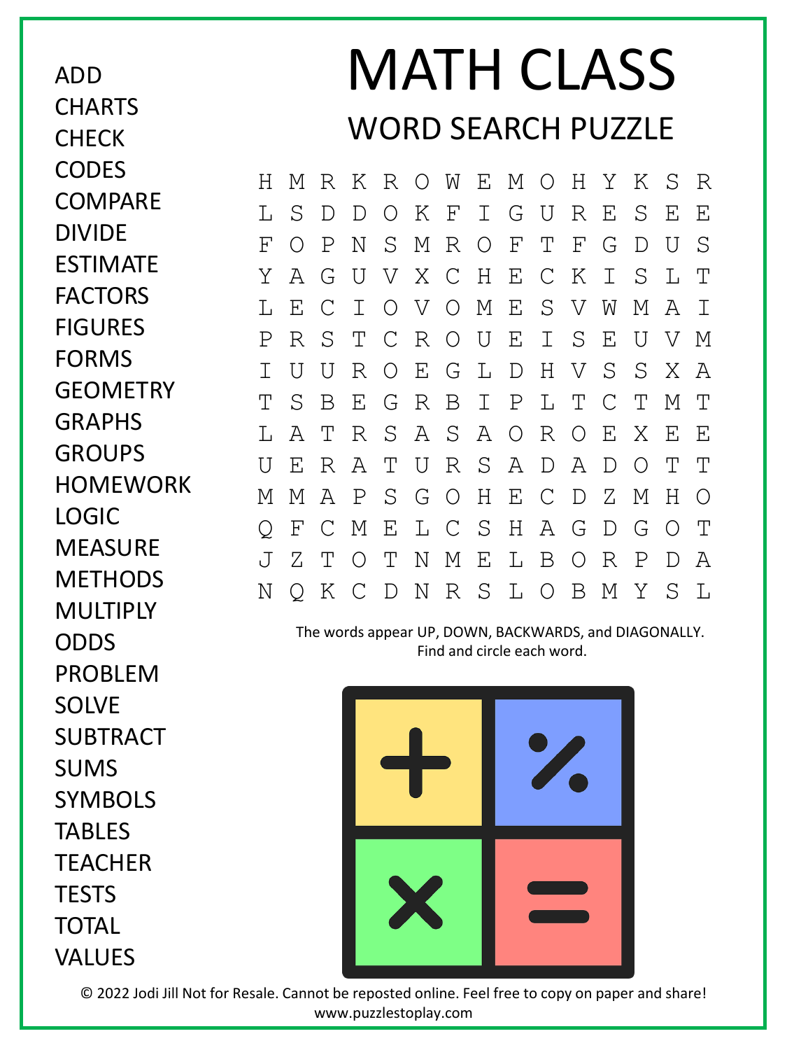# MATH CLASS

## WORD SEARCH PUZZLE

- ADD
- CHARTS
- CHECK
- CODES
- COMPARE
- DIVIDE
- ESTIMATE
- FACTORS
- FIGURES
- FORMS
- GEOMETRY
- GRAPHS
- GROUPS
- HOMEWORK
- LOGIC
- MEASURE
- METHODS
- MULTIPLY
- ODDS
- PROBLEM
- SOLVE
- SUBTRACT
- SUMS
- SYMBOLS
- TABLES
- TEACHER
- TESTS
- TOTAL
- VALUES

```
H M R K R O W E M O H Y K S R
L S D D O K F I G U R E S E E
F O P N S M R O F T F G D U S
Y A G U V X C H E C K I S L T
L E C I O V O M E S V W M A I
P R S T C R O U E I S E U V M
I U U R O E G L D H V S S X A
T S B E G R B I P L T C T M T
L A T R S A S A O R O E X E E
U E R A T U R S A D A D O T T
M M A P S G O H E C D Z M H O
Q F C M E L C S H A G D G O T
J Z T O T N M E L B O R P D A
N Q K C D N R S L O B M Y S L
```

The words appear UP, DOWN, BACKWARDS, and DIAGONALLY. Find and circle each word.

© 2022 Jodi Jill Not for Resale. Cannot be reposted online. Feel free to copy on paper and share!
www.puzzlestoplay.com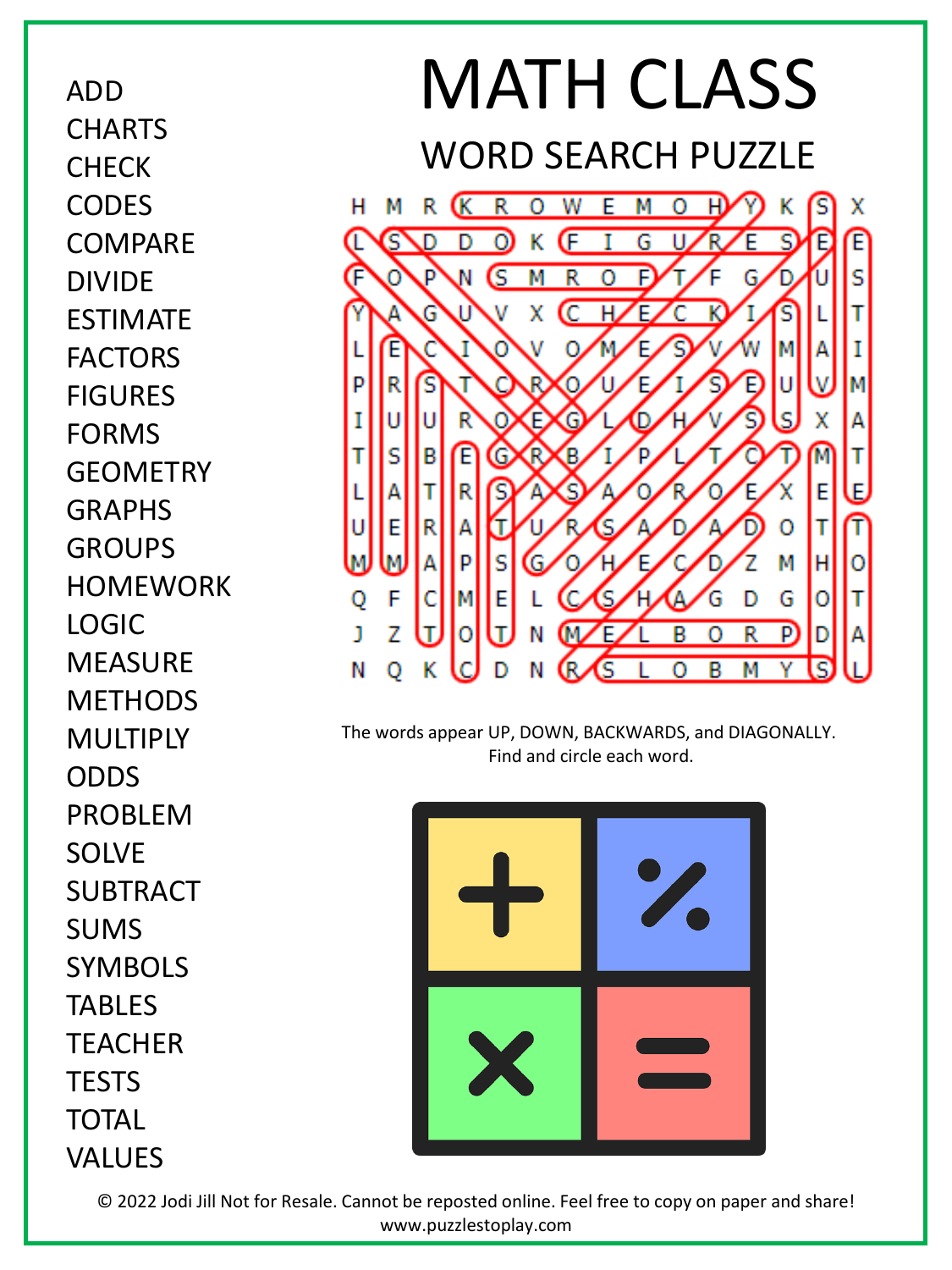# MATH CLASS

## WORD SEARCH PUZZLE

- ADD
- CHARTS
- CHECK
- CODES
- COMPARE
- DIVIDE
- ESTIMATE
- FACTORS
- FIGURES
- FORMS
- GEOMETRY
- GRAPHS
- GROUPS
- HOMEWORK
- LOGIC
- MEASURE
- METHODS
- MULTIPLY
- ODDS
- PROBLEM
- SOLVE
- SUBTRACT
- SUMS
- SYMBOLS
- TABLES
- TEACHER
- TESTS
- TOTAL
- VALUES

| | | | | | | | | | | | | | | |
|---|---|---|---|---|---|---|---|---|---|---|---|---|---|---|
| H | M | R | K | R | O | W | E | M | O | H | Y | K | S | X |
| L | S | D | D | O | K | F | I | G | U | R | E | S | E | E |
| F | O | P | N | S | M | R | O | F | T | F | G | D | U | S |
| Y | A | G | U | V | X | C | H | E | C | K | I | S | L | T |
| L | E | C | I | O | V | O | M | E | S | V | W | M | A | I |
| P | R | S | T | C | R | O | U | E | I | S | E | U | V | M |
| I | U | U | R | O | E | G | L | D | H | V | S | S | X | A |
| T | S | B | E | G | R | B | I | P | L | T | C | T | M | T |
| L | A | T | R | S | A | S | A | O | R | O | E | X | E | E |
| U | E | R | A | T | U | R | S | A | D | A | D | O | T | T |
| M | M | A | P | S | G | O | H | E | C | D | Z | M | H | O |
| Q | F | C | M | E | L | C | S | H | A | G | D | G | O | T |
| J | Z | T | O | T | N | M | E | L | B | O | R | P | D | A |
| N | Q | K | C | D | N | R | S | L | O | B | M | Y | S | L |

The words appear UP, DOWN, BACKWARDS, and DIAGONALLY.
Find and circle each word.

© 2022 Jodi Jill Not for Resale. Cannot be reposted online. Feel free to copy on paper and share!
www.puzzlestoplay.com